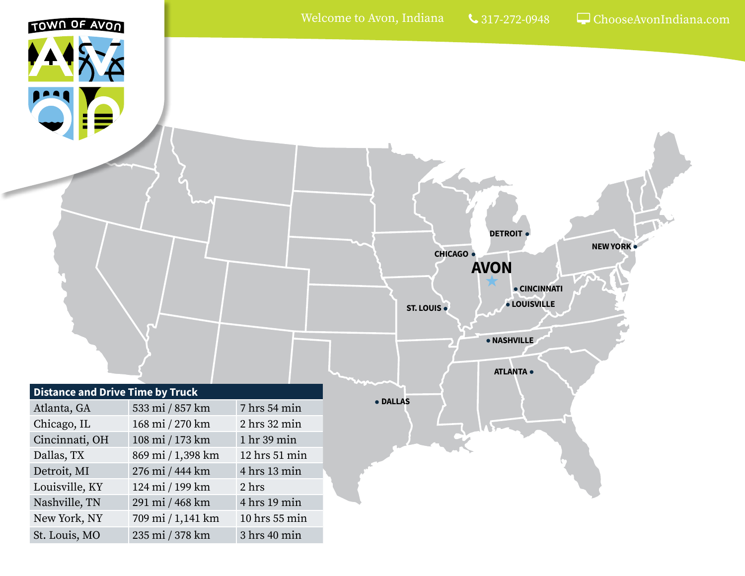Welcome to Avon, Indiana | 317-272-0948 | ChooseAvonIndiana.com

TOWN OF AVON

AVON

DETROIT

CHICAGO

NEW YORK

CINCINNATI

LOUISVILLE

ST. LOUIS

NASHVILLE

ATLANTA

DALLAS

| Distance and Drive Time by Truck | | |
|---|---|---|
| Atlanta, GA | 533 mi / 857 km | 7 hrs 54 min |
| Chicago, IL | 168 mi / 270 km | 2 hrs 32 min |
| Cincinnati, OH | 108 mi / 173 km | 1 hr 39 min |
| Dallas, TX | 869 mi / 1,398 km | 12 hrs 51 min |
| Detroit, MI | 276 mi / 444 km | 4 hrs 13 min |
| Louisville, KY | 124 mi / 199 km | 2 hrs |
| Nashville, TN | 291 mi / 468 km | 4 hrs 19 min |
| New York, NY | 709 mi / 1,141 km | 10 hrs 55 min |
| St. Louis, MO | 235 mi / 378 km | 3 hrs 40 min |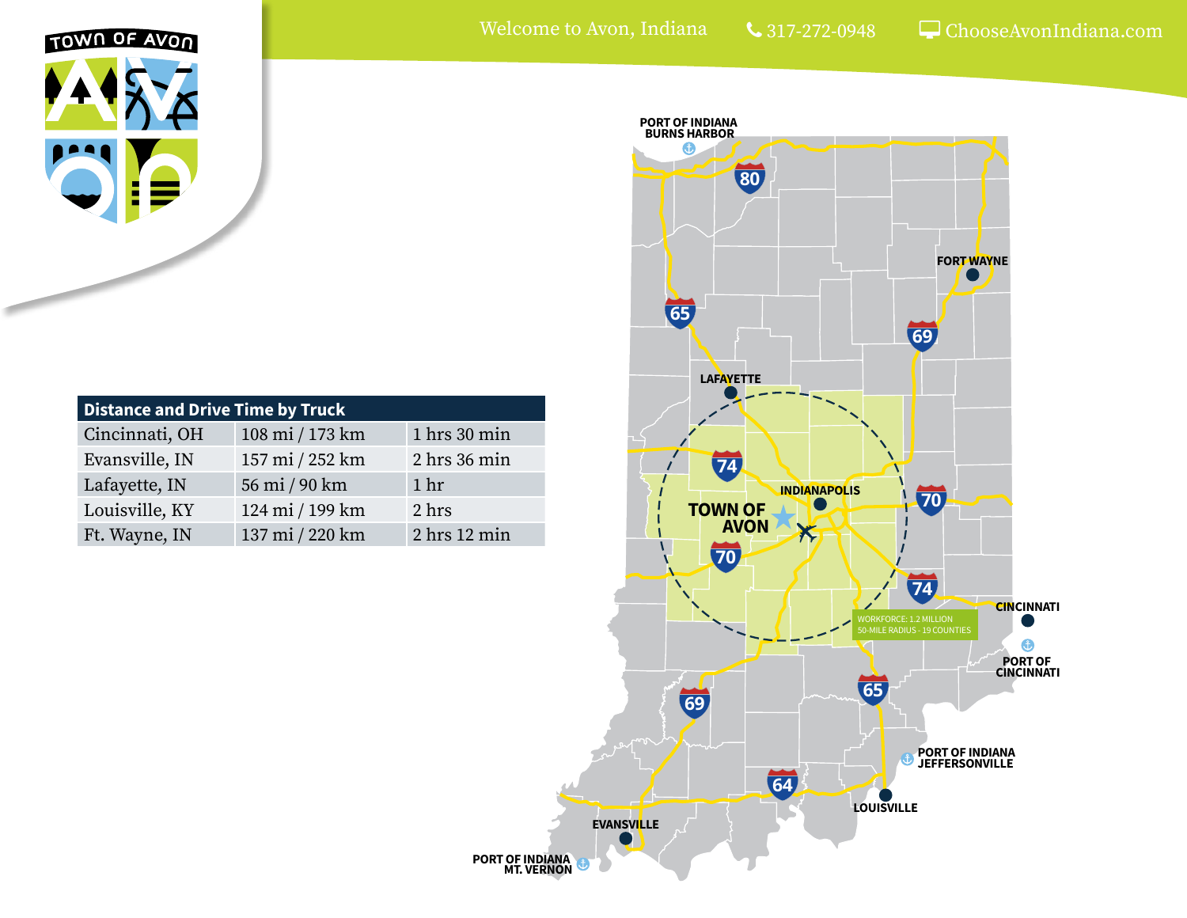Welcome to Avon, Indiana | 317-272-0948 | ChooseAvonIndiana.com

| Distance and Drive Time by Truck | | |
|---|---|---|
| Cincinnati, OH | 108 mi / 173 km | 1 hrs 30 min |
| Evansville, IN | 157 mi / 252 km | 2 hrs 36 min |
| Lafayette, IN | 56 mi / 90 km | 1 hr |
| Louisville, KY | 124 mi / 199 km | 2 hrs |
| Ft. Wayne, IN | 137 mi / 220 km | 2 hrs 12 min |

PORT OF INDIANA BURNS HARBOR

FORT WAYNE

LAFAYETTE

INDIANAPOLIS

TOWN OF AVON

CINCINNATI

PORT OF CINCINNATI

WORKFORCE: 1.2 MILLION
50-MILE RADIUS - 19 COUNTIES

PORT OF INDIANA JEFFERSONVILLE

LOUISVILLE

EVANSVILLE

PORT OF INDIANA MT. VERNON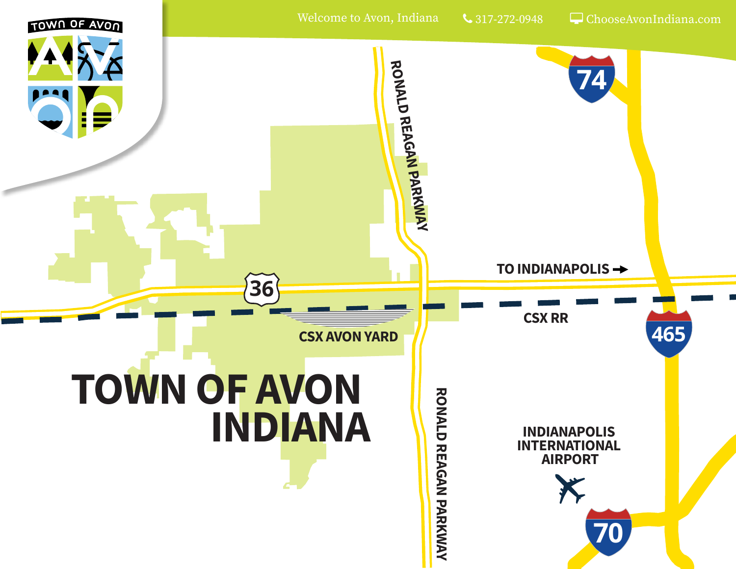TOWN OF AVON

Welcome to Avon, Indiana

317-272-0948

ChooseAvonIndiana.com

RONALD REAGAN PARKWAY

74

TO INDIANAPOLIS →

36

CSX RR

465

CSX AVON YARD

# TOWN OF AVON INDIANA

RONALD REAGAN PARKWAY

INDIANAPOLIS INTERNATIONAL AIRPORT

70